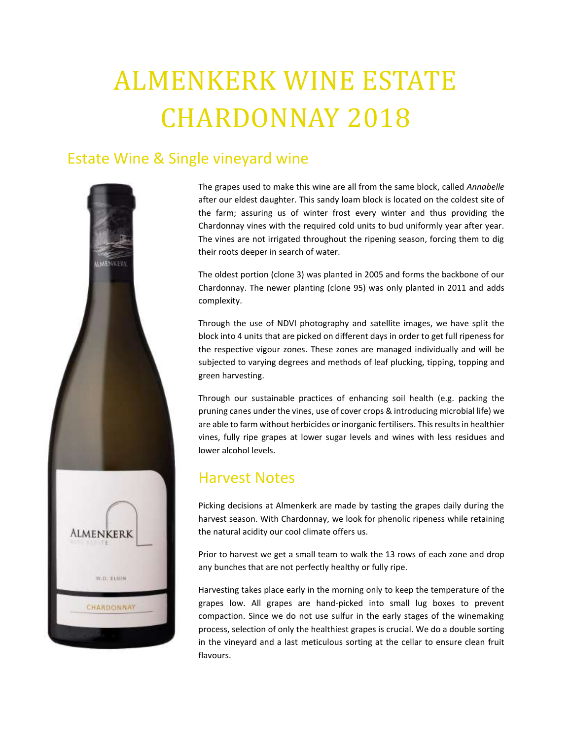# ALMENKERK WINE ESTATE CHARDONNAY 2018

## Estate Wine & Single vineyard wine

The grapes used to make this wine are all from the same block, called *Annabelle* after our eldest daughter. This sandy loam block is located on the coldest site of the farm; assuring us of winter frost every winter and thus providing the Chardonnay vines with the required cold units to bud uniformly year after year. The vines are not irrigated throughout the ripening season, forcing them to dig their roots deeper in search of water.

The oldest portion (clone 3) was planted in 2005 and forms the backbone of our Chardonnay. The newer planting (clone 95) was only planted in 2011 and adds complexity.

Through the use of NDVI photography and satellite images, we have split the block into 4 units that are picked on different days in order to get full ripeness for the respective vigour zones. These zones are managed individually and will be subjected to varying degrees and methods of leaf plucking, tipping, topping and green harvesting.

Through our sustainable practices of enhancing soil health (e.g. packing the pruning canes under the vines, use of cover crops & introducing microbial life) we are able to farm without herbicides or inorganic fertilisers. This results in healthier vines, fully ripe grapes at lower sugar levels and wines with less residues and lower alcohol levels.

## Harvest Notes

Picking decisions at Almenkerk are made by tasting the grapes daily during the harvest season. With Chardonnay, we look for phenolic ripeness while retaining the natural acidity our cool climate offers us.

Prior to harvest we get a small team to walk the 13 rows of each zone and drop any bunches that are not perfectly healthy or fully ripe.

Harvesting takes place early in the morning only to keep the temperature of the grapes low. All grapes are hand-picked into small lug boxes to prevent compaction. Since we do not use sulfur in the early stages of the winemaking process, selection of only the healthiest grapes is crucial. We do a double sorting in the vineyard and a last meticulous sorting at the cellar to ensure clean fruit flavours.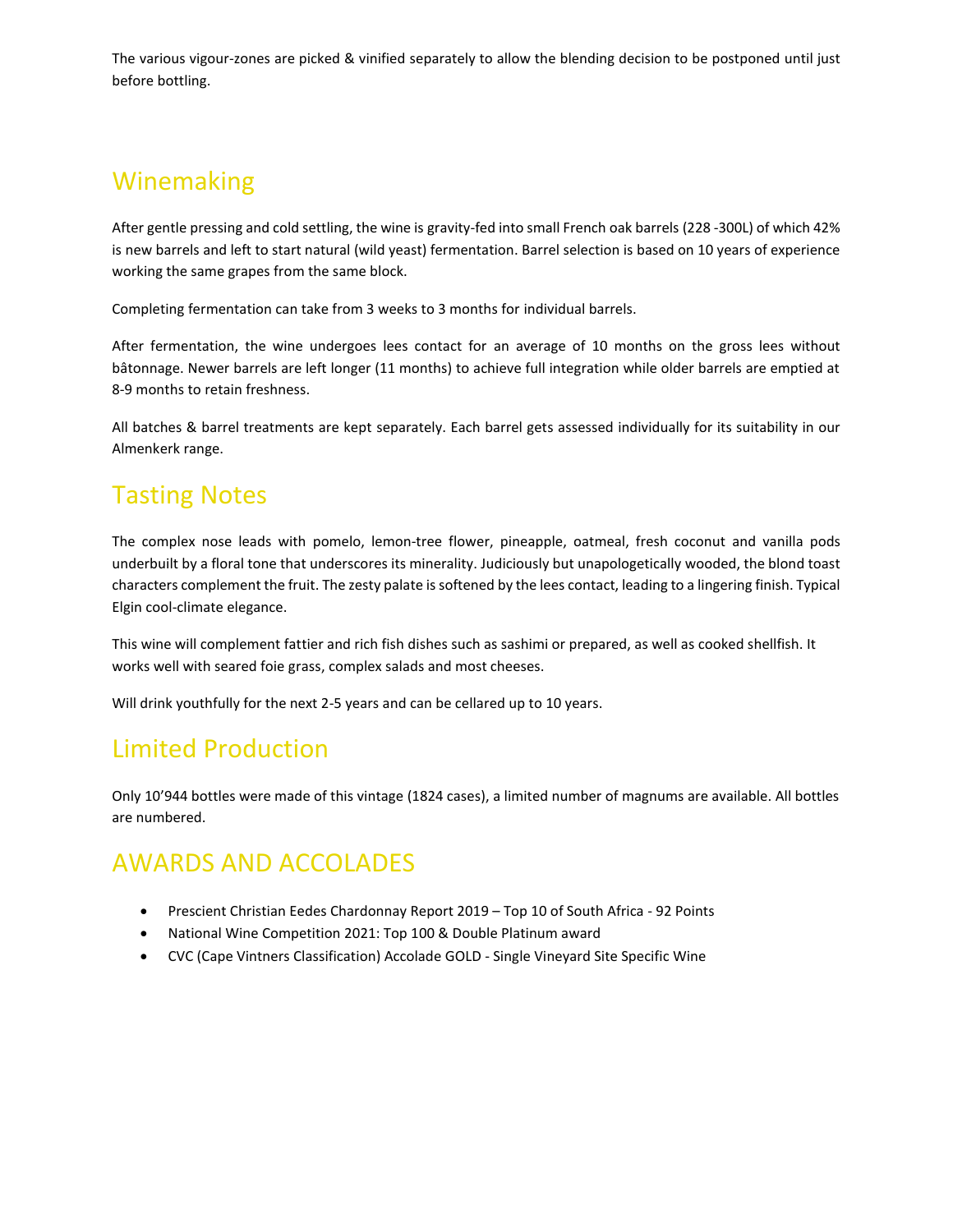The various vigour-zones are picked & vinified separately to allow the blending decision to be postponed until just before bottling.

## Winemaking

After gentle pressing and cold settling, the wine is gravity-fed into small French oak barrels (228 -300L) of which 42% is new barrels and left to start natural (wild yeast) fermentation. Barrel selection is based on 10 years of experience working the same grapes from the same block.

Completing fermentation can take from 3 weeks to 3 months for individual barrels.

After fermentation, the wine undergoes lees contact for an average of 10 months on the gross lees without bâtonnage. Newer barrels are left longer (11 months) to achieve full integration while older barrels are emptied at 8-9 months to retain freshness.

All batches & barrel treatments are kept separately. Each barrel gets assessed individually for its suitability in our Almenkerk range.

## Tasting Notes

The complex nose leads with pomelo, lemon-tree flower, pineapple, oatmeal, fresh coconut and vanilla pods underbuilt by a floral tone that underscores its minerality. Judiciously but unapologetically wooded, the blond toast characters complement the fruit. The zesty palate is softened by the lees contact, leading to a lingering finish. Typical Elgin cool-climate elegance.

This wine will complement fattier and rich fish dishes such as sashimi or prepared, as well as cooked shellfish. It works well with seared foie grass, complex salads and most cheeses.

Will drink youthfully for the next 2-5 years and can be cellared up to 10 years.

## Limited Production

Only 10'944 bottles were made of this vintage (1824 cases), a limited number of magnums are available. All bottles are numbered.

## AWARDS AND ACCOLADES

- Prescient Christian Eedes Chardonnay Report 2019 – Top 10 of South Africa - 92 Points
- National Wine Competition 2021: Top 100 & Double Platinum award
- CVC (Cape Vintners Classification) Accolade GOLD - Single Vineyard Site Specific Wine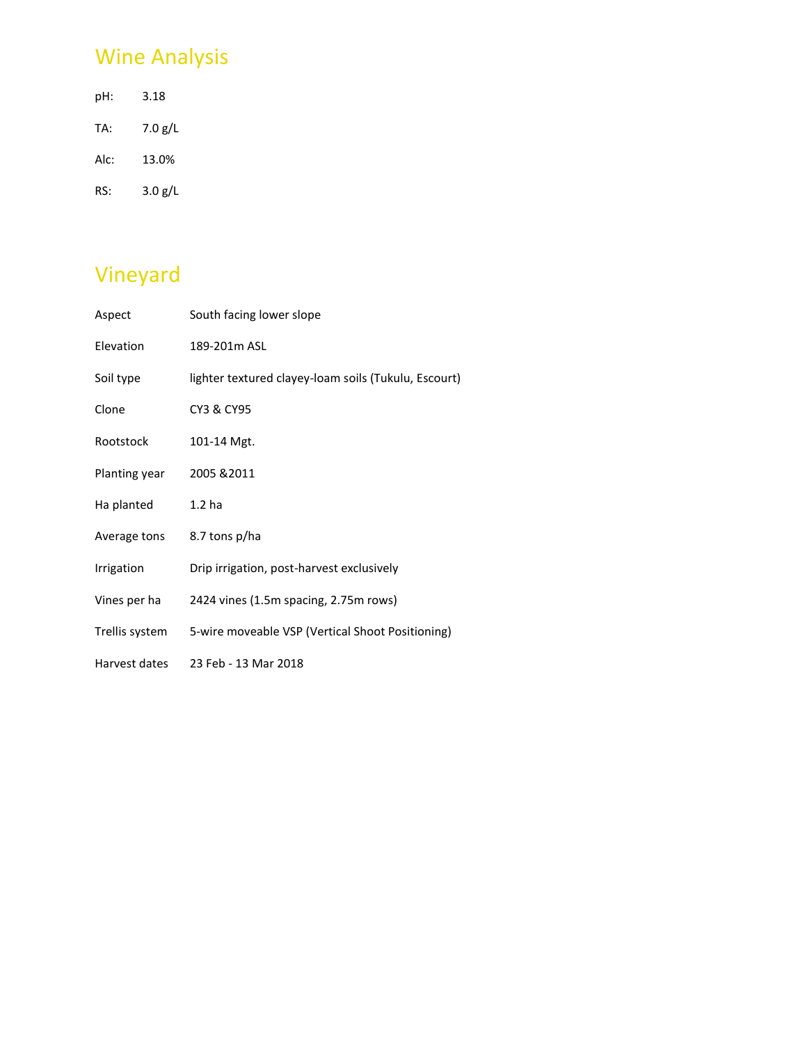## Wine Analysis

| | |
|---|---|
| pH: | 3.18 |
| TA: | 7.0 g/L |
| Alc: | 13.0% |
| RS: | 3.0 g/L |

## Vineyard

| | |
|---|---|
| Aspect | South facing lower slope |
| Elevation | 189-201m ASL |
| Soil type | lighter textured clayey-loam soils (Tukulu, Escourt) |
| Clone | CY3 & CY95 |
| Rootstock | 101-14 Mgt. |
| Planting year | 2005 &2011 |
| Ha planted | 1.2 ha |
| Average tons | 8.7 tons p/ha |
| Irrigation | Drip irrigation, post-harvest exclusively |
| Vines per ha | 2424 vines (1.5m spacing, 2.75m rows) |
| Trellis system | 5-wire moveable VSP (Vertical Shoot Positioning) |
| Harvest dates | 23 Feb - 13 Mar 2018 |